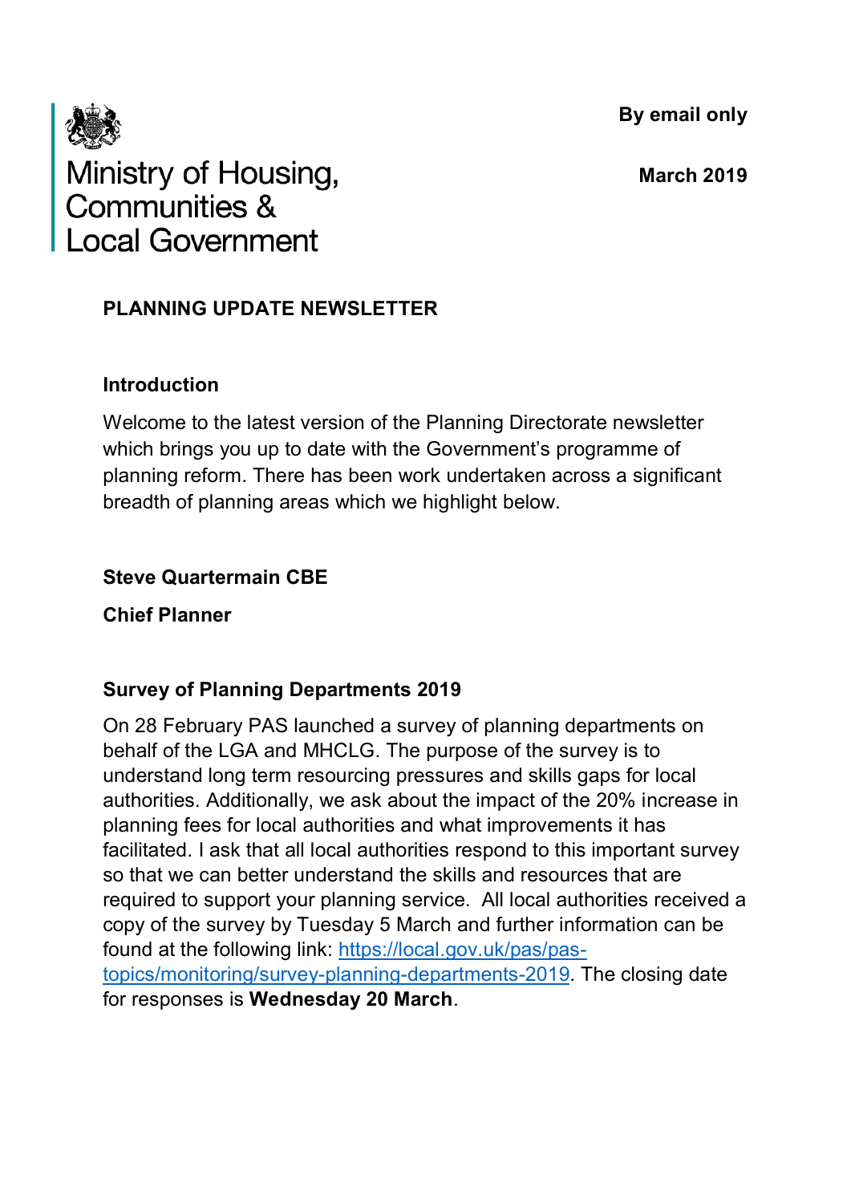Ministry of Housing,
Communities &
Local Government

**By email only**

**March 2019**

# PLANNING UPDATE NEWSLETTER

## Introduction

Welcome to the latest version of the Planning Directorate newsletter which brings you up to date with the Government's programme of planning reform. There has been work undertaken across a significant breadth of planning areas which we highlight below.

**Steve Quartermain CBE**

**Chief Planner**

## Survey of Planning Departments 2019

On 28 February PAS launched a survey of planning departments on behalf of the LGA and MHCLG. The purpose of the survey is to understand long term resourcing pressures and skills gaps for local authorities. Additionally, we ask about the impact of the 20% increase in planning fees for local authorities and what improvements it has facilitated. I ask that all local authorities respond to this important survey so that we can better understand the skills and resources that are required to support your planning service. All local authorities received a copy of the survey by Tuesday 5 March and further information can be found at the following link: [https://local.gov.uk/pas/pas-topics/monitoring/survey-planning-departments-2019](https://local.gov.uk/pas/pas-topics/monitoring/survey-planning-departments-2019). The closing date for responses is **Wednesday 20 March**.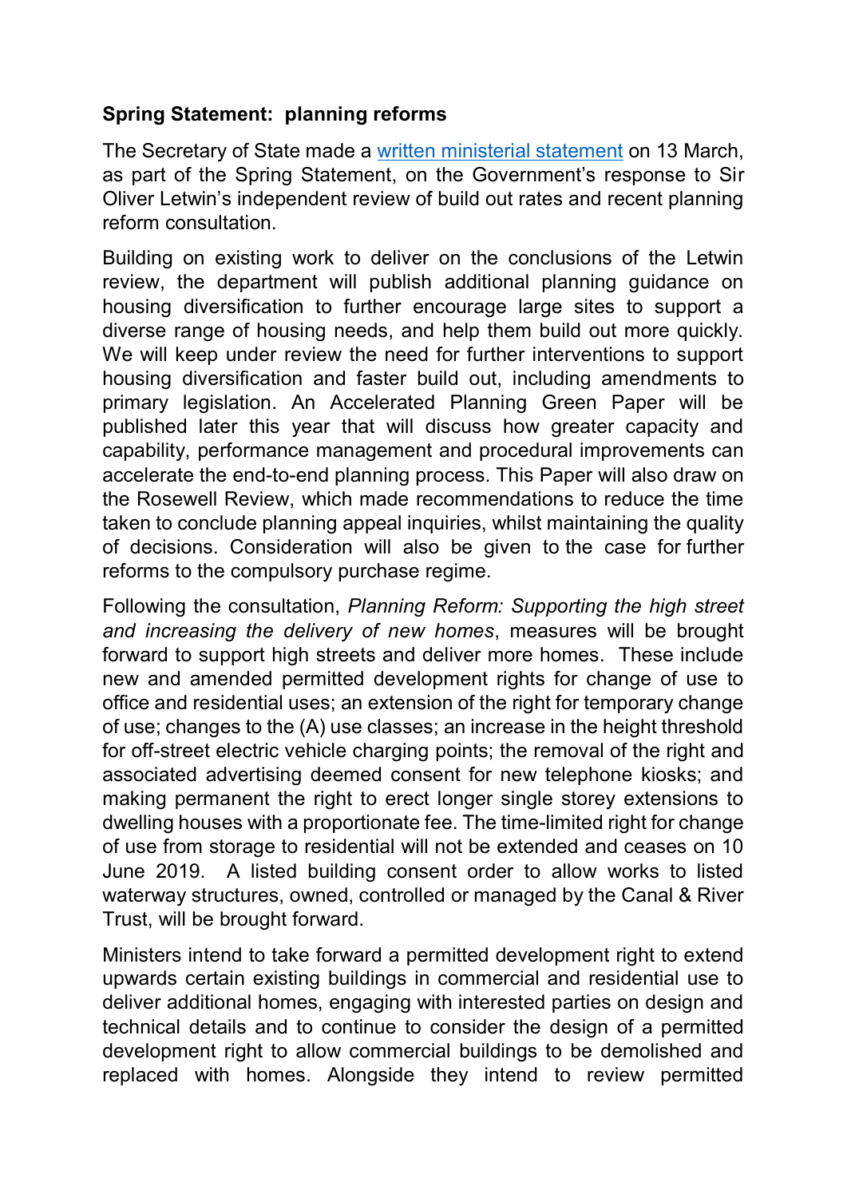**Spring Statement: planning reforms**

The Secretary of State made a [written ministerial statement](#) on 13 March, as part of the Spring Statement, on the Government's response to Sir Oliver Letwin's independent review of build out rates and recent planning reform consultation.

Building on existing work to deliver on the conclusions of the Letwin review, the department will publish additional planning guidance on housing diversification to further encourage large sites to support a diverse range of housing needs, and help them build out more quickly. We will keep under review the need for further interventions to support housing diversification and faster build out, including amendments to primary legislation. An Accelerated Planning Green Paper will be published later this year that will discuss how greater capacity and capability, performance management and procedural improvements can accelerate the end-to-end planning process. This Paper will also draw on the Rosewell Review, which made recommendations to reduce the time taken to conclude planning appeal inquiries, whilst maintaining the quality of decisions. Consideration will also be given to the case for further reforms to the compulsory purchase regime.

Following the consultation, *Planning Reform: Supporting the high street and increasing the delivery of new homes*, measures will be brought forward to support high streets and deliver more homes. These include new and amended permitted development rights for change of use to office and residential uses; an extension of the right for temporary change of use; changes to the (A) use classes; an increase in the height threshold for off-street electric vehicle charging points; the removal of the right and associated advertising deemed consent for new telephone kiosks; and making permanent the right to erect longer single storey extensions to dwelling houses with a proportionate fee. The time-limited right for change of use from storage to residential will not be extended and ceases on 10 June 2019. A listed building consent order to allow works to listed waterway structures, owned, controlled or managed by the Canal & River Trust, will be brought forward.

Ministers intend to take forward a permitted development right to extend upwards certain existing buildings in commercial and residential use to deliver additional homes, engaging with interested parties on design and technical details and to continue to consider the design of a permitted development right to allow commercial buildings to be demolished and replaced with homes. Alongside they intend to review permitted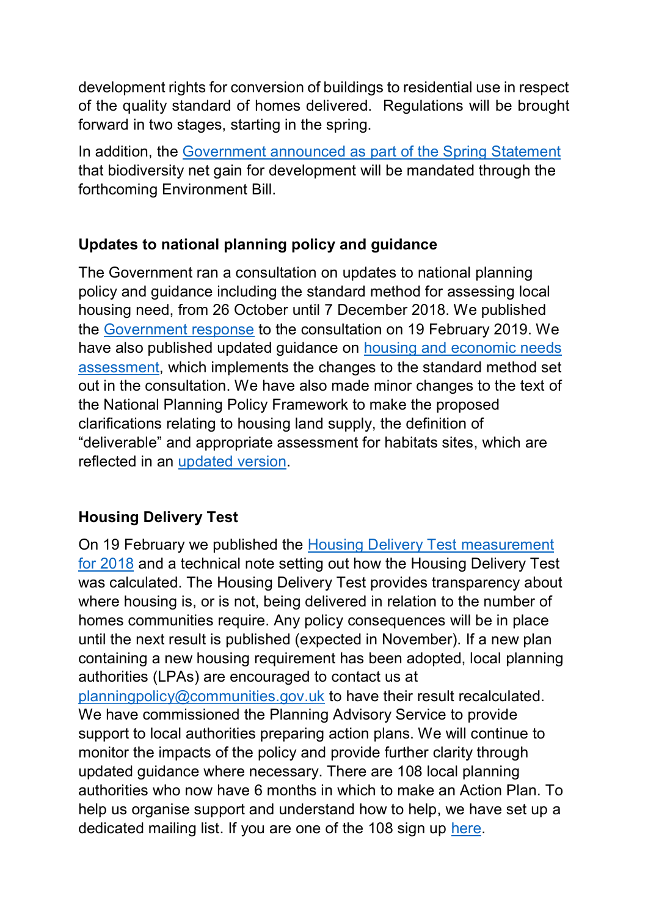development rights for conversion of buildings to residential use in respect of the quality standard of homes delivered. Regulations will be brought forward in two stages, starting in the spring.

In addition, the Government announced as part of the Spring Statement that biodiversity net gain for development will be mandated through the forthcoming Environment Bill.

## Updates to national planning policy and guidance

The Government ran a consultation on updates to national planning policy and guidance including the standard method for assessing local housing need, from 26 October until 7 December 2018. We published the Government response to the consultation on 19 February 2019. We have also published updated guidance on housing and economic needs assessment, which implements the changes to the standard method set out in the consultation. We have also made minor changes to the text of the National Planning Policy Framework to make the proposed clarifications relating to housing land supply, the definition of "deliverable" and appropriate assessment for habitats sites, which are reflected in an updated version.

## Housing Delivery Test

On 19 February we published the Housing Delivery Test measurement for 2018 and a technical note setting out how the Housing Delivery Test was calculated. The Housing Delivery Test provides transparency about where housing is, or is not, being delivered in relation to the number of homes communities require. Any policy consequences will be in place until the next result is published (expected in November). If a new plan containing a new housing requirement has been adopted, local planning authorities (LPAs) are encouraged to contact us at planningpolicy@communities.gov.uk to have their result recalculated. We have commissioned the Planning Advisory Service to provide support to local authorities preparing action plans. We will continue to monitor the impacts of the policy and provide further clarity through updated guidance where necessary. There are 108 local planning authorities who now have 6 months in which to make an Action Plan. To help us organise support and understand how to help, we have set up a dedicated mailing list. If you are one of the 108 sign up here.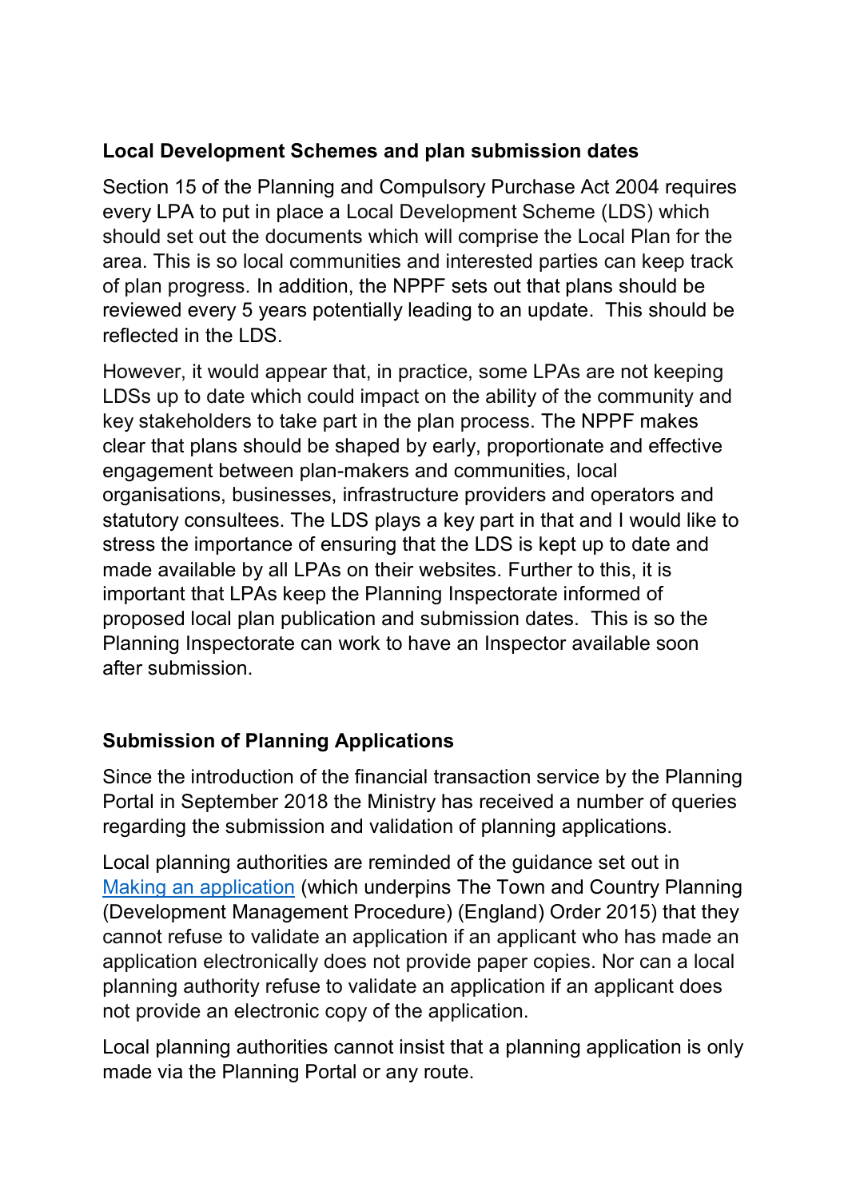**Local Development Schemes and plan submission dates**

Section 15 of the Planning and Compulsory Purchase Act 2004 requires every LPA to put in place a Local Development Scheme (LDS) which should set out the documents which will comprise the Local Plan for the area. This is so local communities and interested parties can keep track of plan progress. In addition, the NPPF sets out that plans should be reviewed every 5 years potentially leading to an update. This should be reflected in the LDS.

However, it would appear that, in practice, some LPAs are not keeping LDSs up to date which could impact on the ability of the community and key stakeholders to take part in the plan process. The NPPF makes clear that plans should be shaped by early, proportionate and effective engagement between plan-makers and communities, local organisations, businesses, infrastructure providers and operators and statutory consultees. The LDS plays a key part in that and I would like to stress the importance of ensuring that the LDS is kept up to date and made available by all LPAs on their websites. Further to this, it is important that LPAs keep the Planning Inspectorate informed of proposed local plan publication and submission dates. This is so the Planning Inspectorate can work to have an Inspector available soon after submission.

**Submission of Planning Applications**

Since the introduction of the financial transaction service by the Planning Portal in September 2018 the Ministry has received a number of queries regarding the submission and validation of planning applications.

Local planning authorities are reminded of the guidance set out in Making an application (which underpins The Town and Country Planning (Development Management Procedure) (England) Order 2015) that they cannot refuse to validate an application if an applicant who has made an application electronically does not provide paper copies. Nor can a local planning authority refuse to validate an application if an applicant does not provide an electronic copy of the application.

Local planning authorities cannot insist that a planning application is only made via the Planning Portal or any route.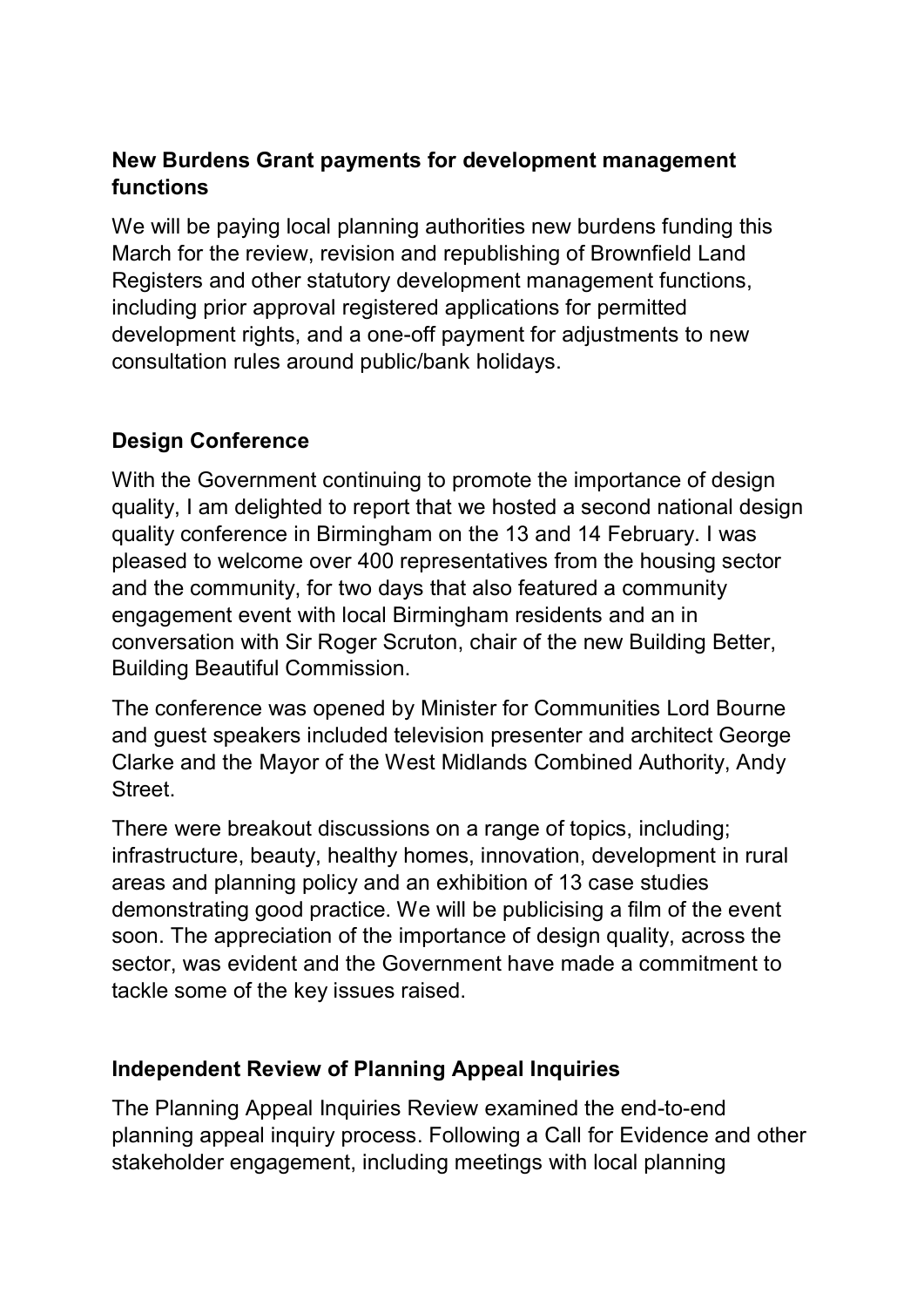### New Burdens Grant payments for development management functions

We will be paying local planning authorities new burdens funding this March for the review, revision and republishing of Brownfield Land Registers and other statutory development management functions, including prior approval registered applications for permitted development rights, and a one-off payment for adjustments to new consultation rules around public/bank holidays.

### Design Conference

With the Government continuing to promote the importance of design quality, I am delighted to report that we hosted a second national design quality conference in Birmingham on the 13 and 14 February. I was pleased to welcome over 400 representatives from the housing sector and the community, for two days that also featured a community engagement event with local Birmingham residents and an in conversation with Sir Roger Scruton, chair of the new Building Better, Building Beautiful Commission.

The conference was opened by Minister for Communities Lord Bourne and guest speakers included television presenter and architect George Clarke and the Mayor of the West Midlands Combined Authority, Andy Street.

There were breakout discussions on a range of topics, including; infrastructure, beauty, healthy homes, innovation, development in rural areas and planning policy and an exhibition of 13 case studies demonstrating good practice. We will be publicising a film of the event soon. The appreciation of the importance of design quality, across the sector, was evident and the Government have made a commitment to tackle some of the key issues raised.

### Independent Review of Planning Appeal Inquiries

The Planning Appeal Inquiries Review examined the end-to-end planning appeal inquiry process. Following a Call for Evidence and other stakeholder engagement, including meetings with local planning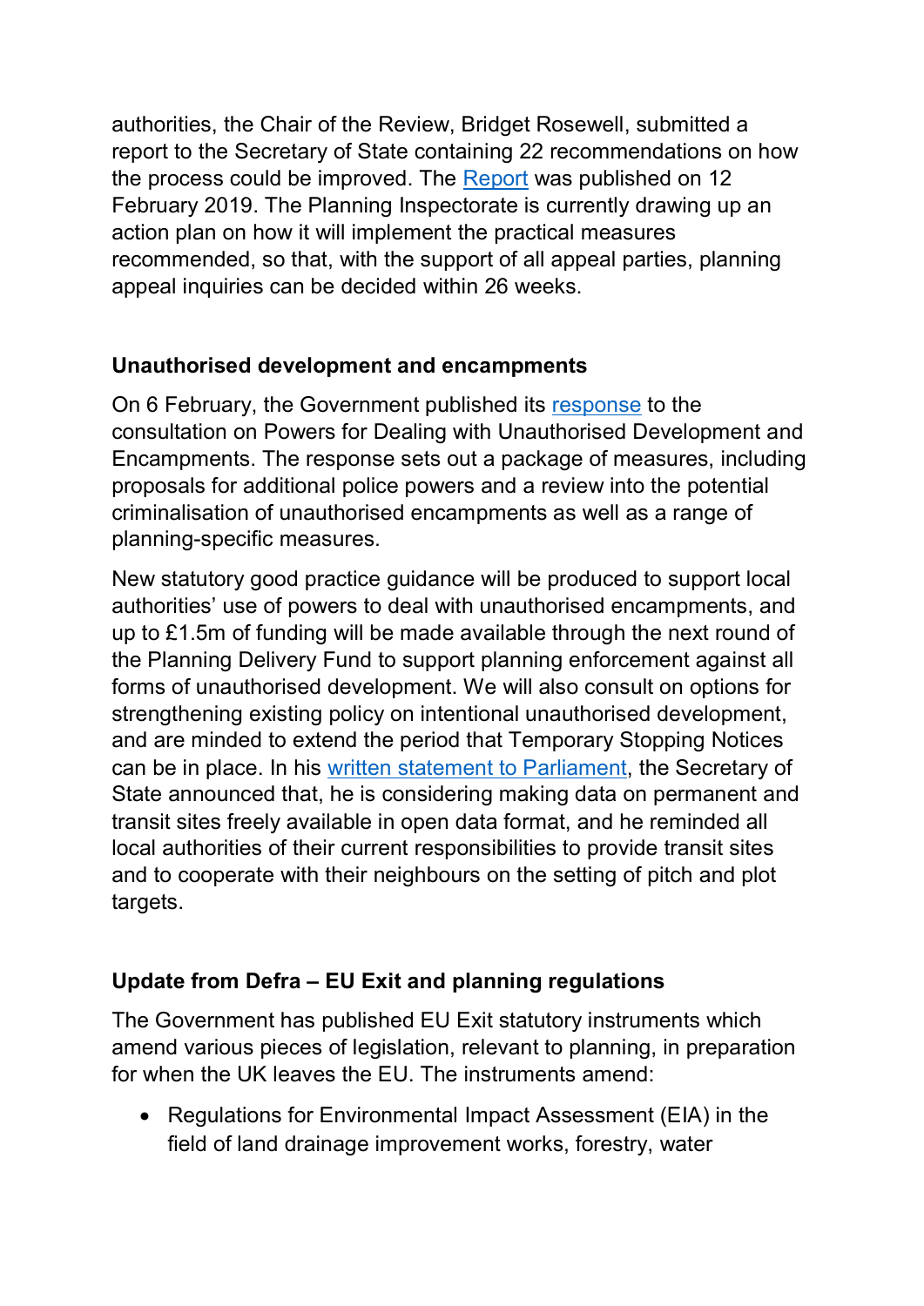authorities, the Chair of the Review, Bridget Rosewell, submitted a report to the Secretary of State containing 22 recommendations on how the process could be improved. The Report was published on 12 February 2019. The Planning Inspectorate is currently drawing up an action plan on how it will implement the practical measures recommended, so that, with the support of all appeal parties, planning appeal inquiries can be decided within 26 weeks.

**Unauthorised development and encampments**

On 6 February, the Government published its response to the consultation on Powers for Dealing with Unauthorised Development and Encampments. The response sets out a package of measures, including proposals for additional police powers and a review into the potential criminalisation of unauthorised encampments as well as a range of planning-specific measures.

New statutory good practice guidance will be produced to support local authorities' use of powers to deal with unauthorised encampments, and up to £1.5m of funding will be made available through the next round of the Planning Delivery Fund to support planning enforcement against all forms of unauthorised development. We will also consult on options for strengthening existing policy on intentional unauthorised development, and are minded to extend the period that Temporary Stopping Notices can be in place. In his written statement to Parliament, the Secretary of State announced that, he is considering making data on permanent and transit sites freely available in open data format, and he reminded all local authorities of their current responsibilities to provide transit sites and to cooperate with their neighbours on the setting of pitch and plot targets.

**Update from Defra – EU Exit and planning regulations**

The Government has published EU Exit statutory instruments which amend various pieces of legislation, relevant to planning, in preparation for when the UK leaves the EU. The instruments amend:

- Regulations for Environmental Impact Assessment (EIA) in the field of land drainage improvement works, forestry, water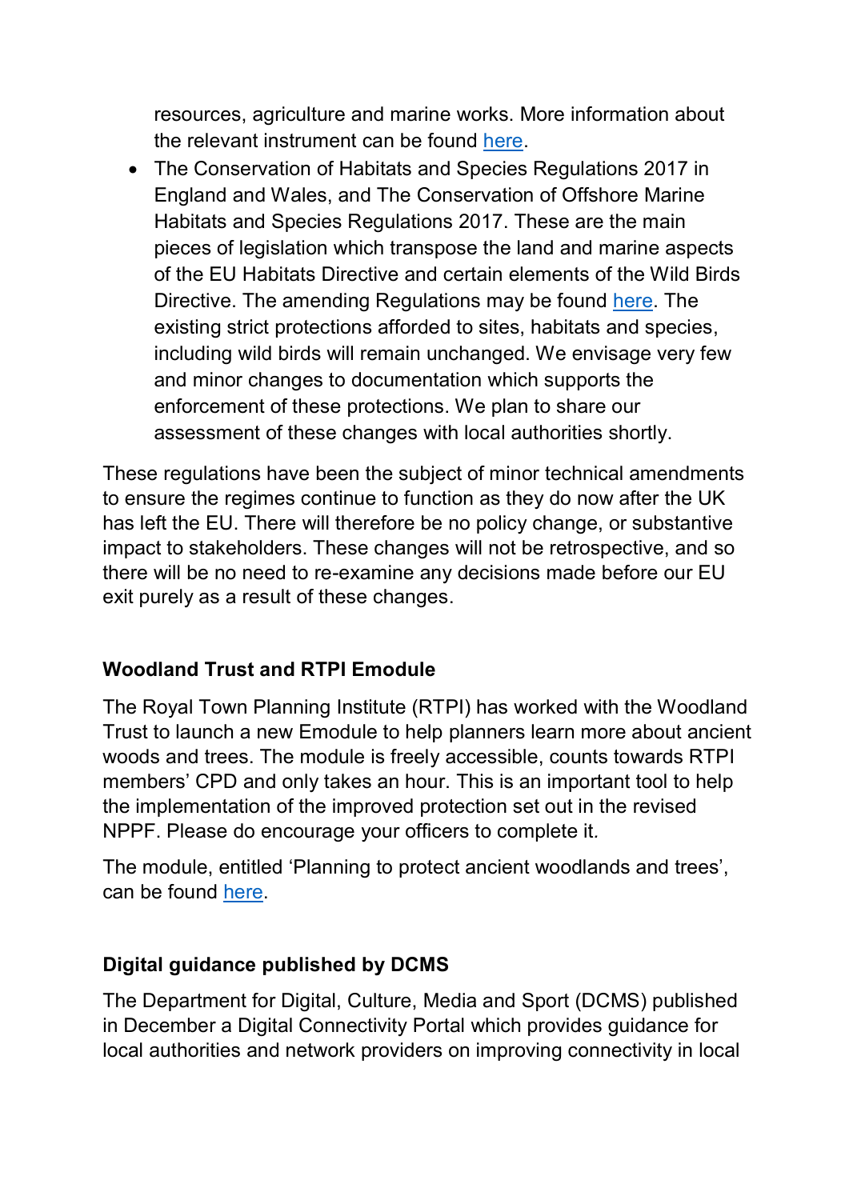resources, agriculture and marine works. More information about the relevant instrument can be found here.

- The Conservation of Habitats and Species Regulations 2017 in England and Wales, and The Conservation of Offshore Marine Habitats and Species Regulations 2017. These are the main pieces of legislation which transpose the land and marine aspects of the EU Habitats Directive and certain elements of the Wild Birds Directive. The amending Regulations may be found here. The existing strict protections afforded to sites, habitats and species, including wild birds will remain unchanged. We envisage very few and minor changes to documentation which supports the enforcement of these protections. We plan to share our assessment of these changes with local authorities shortly.

These regulations have been the subject of minor technical amendments to ensure the regimes continue to function as they do now after the UK has left the EU. There will therefore be no policy change, or substantive impact to stakeholders. These changes will not be retrospective, and so there will be no need to re-examine any decisions made before our EU exit purely as a result of these changes.

**Woodland Trust and RTPI Emodule**

The Royal Town Planning Institute (RTPI) has worked with the Woodland Trust to launch a new Emodule to help planners learn more about ancient woods and trees. The module is freely accessible, counts towards RTPI members' CPD and only takes an hour. This is an important tool to help the implementation of the improved protection set out in the revised NPPF. Please do encourage your officers to complete it.

The module, entitled 'Planning to protect ancient woodlands and trees', can be found here.

**Digital guidance published by DCMS**

The Department for Digital, Culture, Media and Sport (DCMS) published in December a Digital Connectivity Portal which provides guidance for local authorities and network providers on improving connectivity in local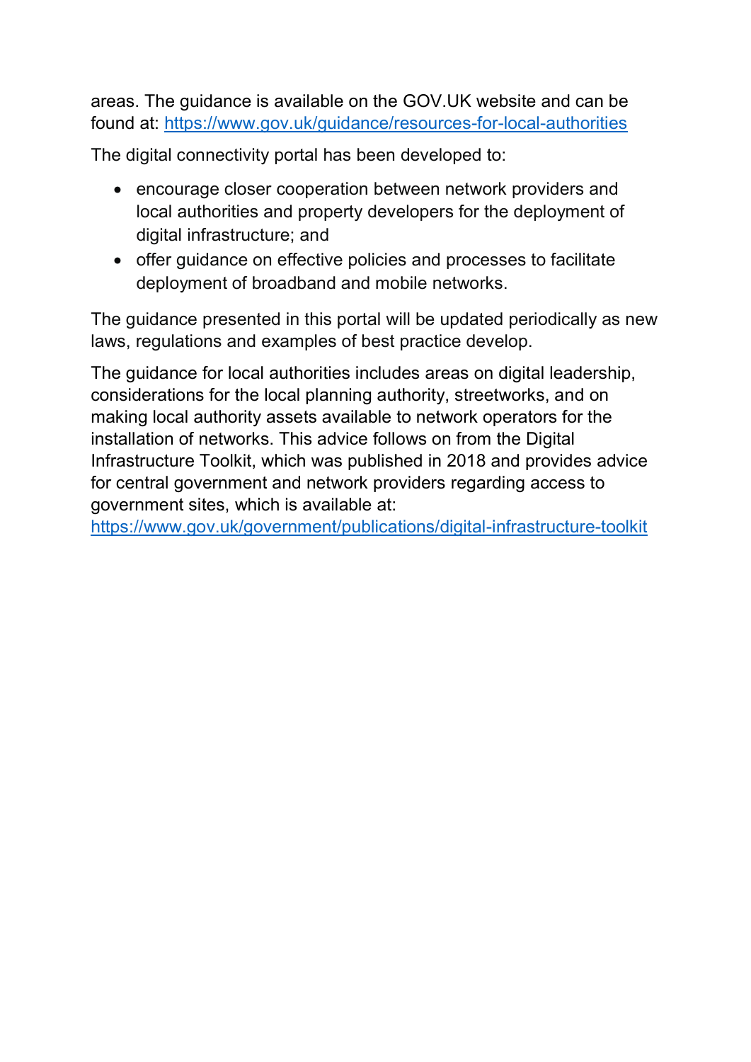areas. The guidance is available on the GOV.UK website and can be found at: https://www.gov.uk/guidance/resources-for-local-authorities

The digital connectivity portal has been developed to:

- encourage closer cooperation between network providers and local authorities and property developers for the deployment of digital infrastructure; and
- offer guidance on effective policies and processes to facilitate deployment of broadband and mobile networks.

The guidance presented in this portal will be updated periodically as new laws, regulations and examples of best practice develop.

The guidance for local authorities includes areas on digital leadership, considerations for the local planning authority, streetworks, and on making local authority assets available to network operators for the installation of networks. This advice follows on from the Digital Infrastructure Toolkit, which was published in 2018 and provides advice for central government and network providers regarding access to government sites, which is available at: https://www.gov.uk/government/publications/digital-infrastructure-toolkit